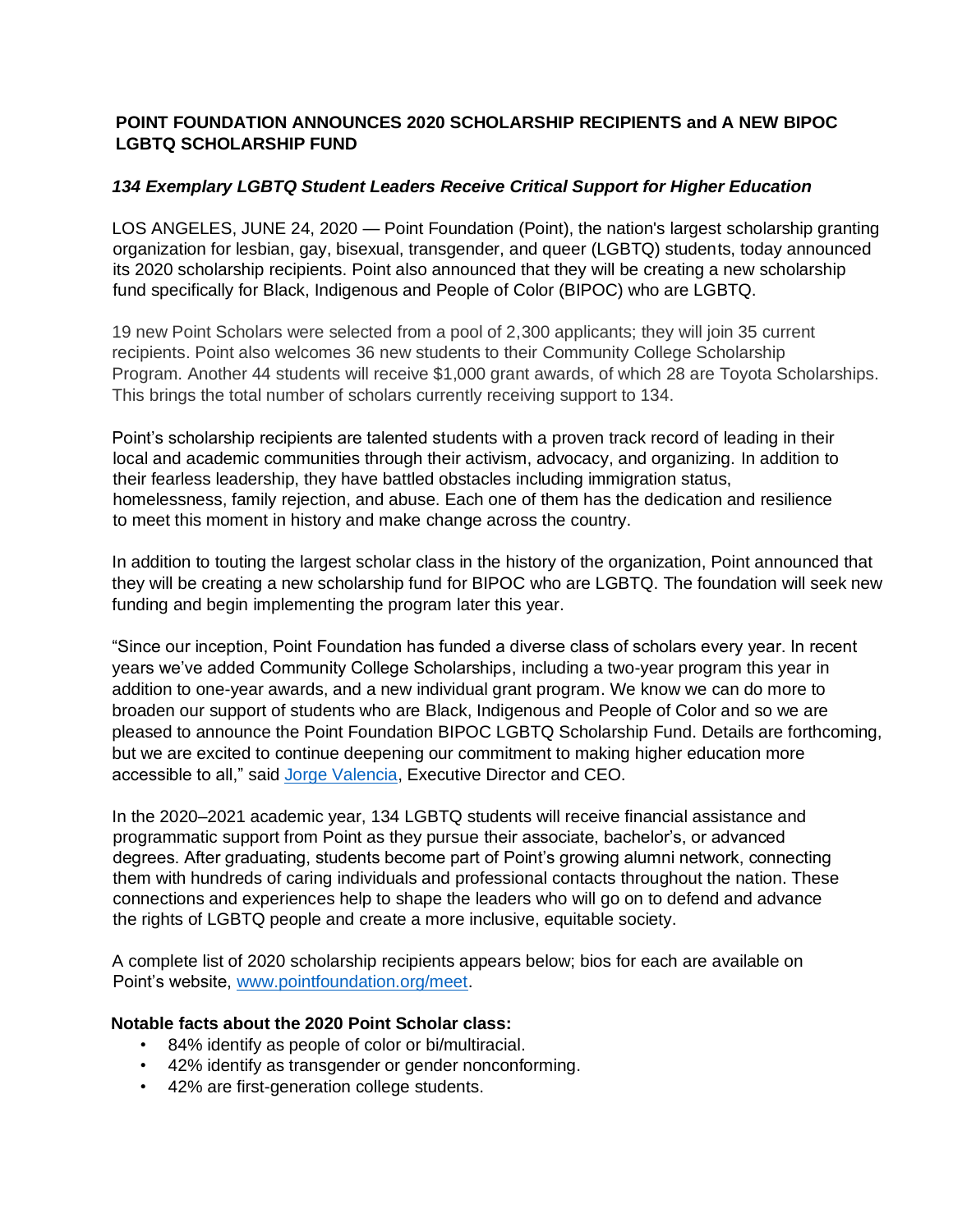# POINT FOUNDATION ANNOUNCES 2020 SCHOLARSHIP RECIPIENTS and A NEW BIPOC LGBTQ SCHOLARSHIP FUND

***134 Exemplary LGBTQ Student Leaders Receive Critical Support for Higher Education***

LOS ANGELES, JUNE 24, 2020 — Point Foundation (Point), the nation's largest scholarship granting organization for lesbian, gay, bisexual, transgender, and queer (LGBTQ) students, today announced its 2020 scholarship recipients. Point also announced that they will be creating a new scholarship fund specifically for Black, Indigenous and People of Color (BIPOC) who are LGBTQ.

19 new Point Scholars were selected from a pool of 2,300 applicants; they will join 35 current recipients. Point also welcomes 36 new students to their Community College Scholarship Program. Another 44 students will receive $1,000 grant awards, of which 28 are Toyota Scholarships. This brings the total number of scholars currently receiving support to 134.

Point's scholarship recipients are talented students with a proven track record of leading in their local and academic communities through their activism, advocacy, and organizing. In addition to their fearless leadership, they have battled obstacles including immigration status, homelessness, family rejection, and abuse. Each one of them has the dedication and resilience to meet this moment in history and make change across the country.

In addition to touting the largest scholar class in the history of the organization, Point announced that they will be creating a new scholarship fund for BIPOC who are LGBTQ. The foundation will seek new funding and begin implementing the program later this year.

"Since our inception, Point Foundation has funded a diverse class of scholars every year. In recent years we've added Community College Scholarships, including a two-year program this year in addition to one-year awards, and a new individual grant program. We know we can do more to broaden our support of students who are Black, Indigenous and People of Color and so we are pleased to announce the Point Foundation BIPOC LGBTQ Scholarship Fund. Details are forthcoming, but we are excited to continue deepening our commitment to making higher education more accessible to all," said [Jorge Valencia](), Executive Director and CEO.

In the 2020–2021 academic year, 134 LGBTQ students will receive financial assistance and programmatic support from Point as they pursue their associate, bachelor's, or advanced degrees. After graduating, students become part of Point's growing alumni network, connecting them with hundreds of caring individuals and professional contacts throughout the nation. These connections and experiences help to shape the leaders who will go on to defend and advance the rights of LGBTQ people and create a more inclusive, equitable society.

A complete list of 2020 scholarship recipients appears below; bios for each are available on Point's website, [www.pointfoundation.org/meet](www.pointfoundation.org/meet).

**Notable facts about the 2020 Point Scholar class:**

- 84% identify as people of color or bi/multiracial.
- 42% identify as transgender or gender nonconforming.
- 42% are first-generation college students.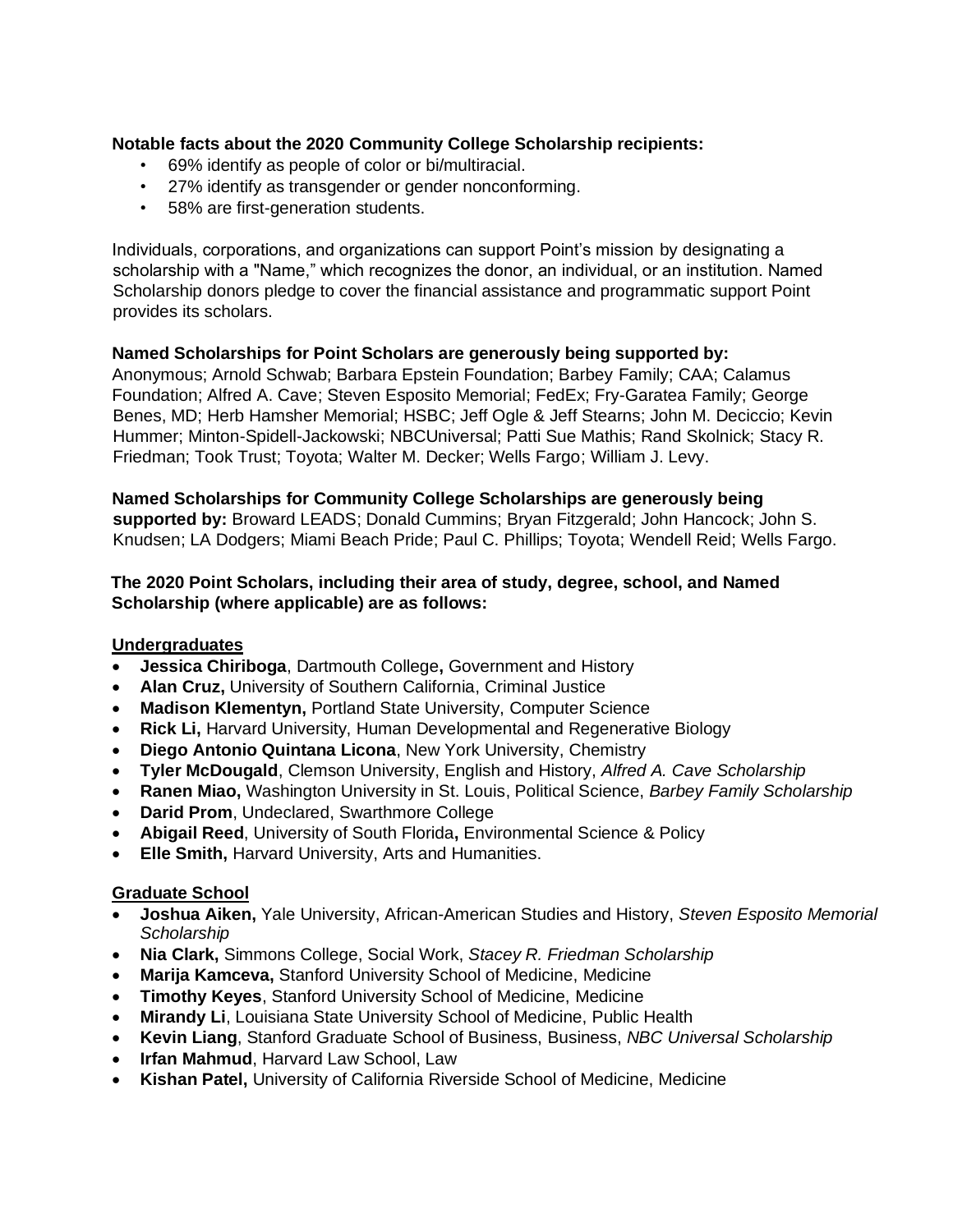**Notable facts about the 2020 Community College Scholarship recipients:**

- 69% identify as people of color or bi/multiracial.
- 27% identify as transgender or gender nonconforming.
- 58% are first-generation students.

Individuals, corporations, and organizations can support Point's mission by designating a scholarship with a "Name," which recognizes the donor, an individual, or an institution. Named Scholarship donors pledge to cover the financial assistance and programmatic support Point provides its scholars.

**Named Scholarships for Point Scholars are generously being supported by:** Anonymous; Arnold Schwab; Barbara Epstein Foundation; Barbey Family; CAA; Calamus Foundation; Alfred A. Cave; Steven Esposito Memorial; FedEx; Fry-Garatea Family; George Benes, MD; Herb Hamsher Memorial; HSBC; Jeff Ogle & Jeff Stearns; John M. Deciccio; Kevin Hummer; Minton-Spidell-Jackowski; NBCUniversal; Patti Sue Mathis; Rand Skolnick; Stacy R. Friedman; Took Trust; Toyota; Walter M. Decker; Wells Fargo; William J. Levy.

**Named Scholarships for Community College Scholarships are generously being supported by:** Broward LEADS; Donald Cummins; Bryan Fitzgerald; John Hancock; John S. Knudsen; LA Dodgers; Miami Beach Pride; Paul C. Phillips; Toyota; Wendell Reid; Wells Fargo.

**The 2020 Point Scholars, including their area of study, degree, school, and Named Scholarship (where applicable) are as follows:**

**Undergraduates**

- **Jessica Chiriboga**, Dartmouth College**,** Government and History
- **Alan Cruz,** University of Southern California, Criminal Justice
- **Madison Klementyn,** Portland State University, Computer Science
- **Rick Li,** Harvard University, Human Developmental and Regenerative Biology
- **Diego Antonio Quintana Licona**, New York University, Chemistry
- **Tyler McDougald**, Clemson University, English and History, *Alfred A. Cave Scholarship*
- **Ranen Miao,** Washington University in St. Louis, Political Science, *Barbey Family Scholarship*
- **Darid Prom**, Undeclared, Swarthmore College
- **Abigail Reed**, University of South Florida**,** Environmental Science & Policy
- **Elle Smith,** Harvard University, Arts and Humanities.

**Graduate School**

- **Joshua Aiken,** Yale University, African-American Studies and History, *Steven Esposito Memorial Scholarship*
- **Nia Clark,** Simmons College, Social Work, *Stacey R. Friedman Scholarship*
- **Marija Kamceva,** Stanford University School of Medicine, Medicine
- **Timothy Keyes**, Stanford University School of Medicine, Medicine
- **Mirandy Li**, Louisiana State University School of Medicine, Public Health
- **Kevin Liang**, Stanford Graduate School of Business, Business, *NBC Universal Scholarship*
- **Irfan Mahmud**, Harvard Law School, Law
- **Kishan Patel,** University of California Riverside School of Medicine, Medicine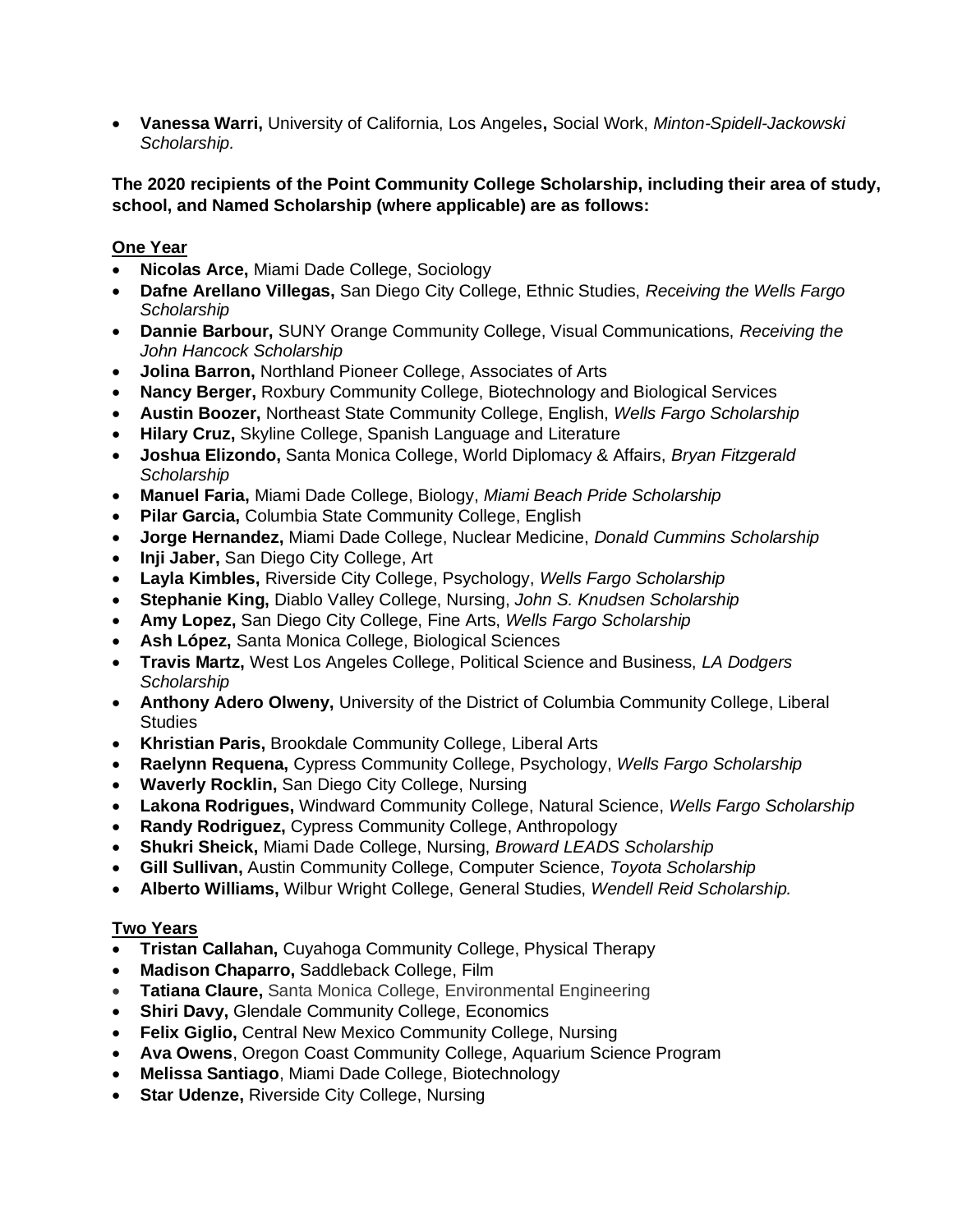- **Vanessa Warri,** University of California, Los Angeles**,** Social Work, *Minton-Spidell-Jackowski Scholarship.*

**The 2020 recipients of the Point Community College Scholarship, including their area of study, school, and Named Scholarship (where applicable) are as follows:**

**<u>One Year</u>**

- **Nicolas Arce,** Miami Dade College, Sociology
- **Dafne Arellano Villegas,** San Diego City College, Ethnic Studies, *Receiving the Wells Fargo Scholarship*
- **Dannie Barbour,** SUNY Orange Community College, Visual Communications, *Receiving the John Hancock Scholarship*
- **Jolina Barron,** Northland Pioneer College, Associates of Arts
- **Nancy Berger,** Roxbury Community College, Biotechnology and Biological Services
- **Austin Boozer,** Northeast State Community College, English, *Wells Fargo Scholarship*
- **Hilary Cruz,** Skyline College, Spanish Language and Literature
- **Joshua Elizondo,** Santa Monica College, World Diplomacy & Affairs, *Bryan Fitzgerald Scholarship*
- **Manuel Faria,** Miami Dade College, Biology, *Miami Beach Pride Scholarship*
- **Pilar Garcia,** Columbia State Community College, English
- **Jorge Hernandez,** Miami Dade College, Nuclear Medicine, *Donald Cummins Scholarship*
- **Inji Jaber,** San Diego City College, Art
- **Layla Kimbles,** Riverside City College, Psychology, *Wells Fargo Scholarship*
- **Stephanie King,** Diablo Valley College, Nursing, *John S. Knudsen Scholarship*
- **Amy Lopez,** San Diego City College, Fine Arts, *Wells Fargo Scholarship*
- **Ash López,** Santa Monica College, Biological Sciences
- **Travis Martz,** West Los Angeles College, Political Science and Business, *LA Dodgers Scholarship*
- **Anthony Adero Olweny,** University of the District of Columbia Community College, Liberal Studies
- **Khristian Paris,** Brookdale Community College, Liberal Arts
- **Raelynn Requena,** Cypress Community College, Psychology, *Wells Fargo Scholarship*
- **Waverly Rocklin,** San Diego City College, Nursing
- **Lakona Rodrigues,** Windward Community College, Natural Science, *Wells Fargo Scholarship*
- **Randy Rodriguez,** Cypress Community College, Anthropology
- **Shukri Sheick,** Miami Dade College, Nursing, *Broward LEADS Scholarship*
- **Gill Sullivan,** Austin Community College, Computer Science, *Toyota Scholarship*
- **Alberto Williams,** Wilbur Wright College, General Studies, *Wendell Reid Scholarship.*

**<u>Two Years</u>**

- **Tristan Callahan,** Cuyahoga Community College, Physical Therapy
- **Madison Chaparro,** Saddleback College, Film
- **Tatiana Claure,** Santa Monica College, Environmental Engineering
- **Shiri Davy,** Glendale Community College, Economics
- **Felix Giglio,** Central New Mexico Community College, Nursing
- **Ava Owens**, Oregon Coast Community College, Aquarium Science Program
- **Melissa Santiago**, Miami Dade College, Biotechnology
- **Star Udenze,** Riverside City College, Nursing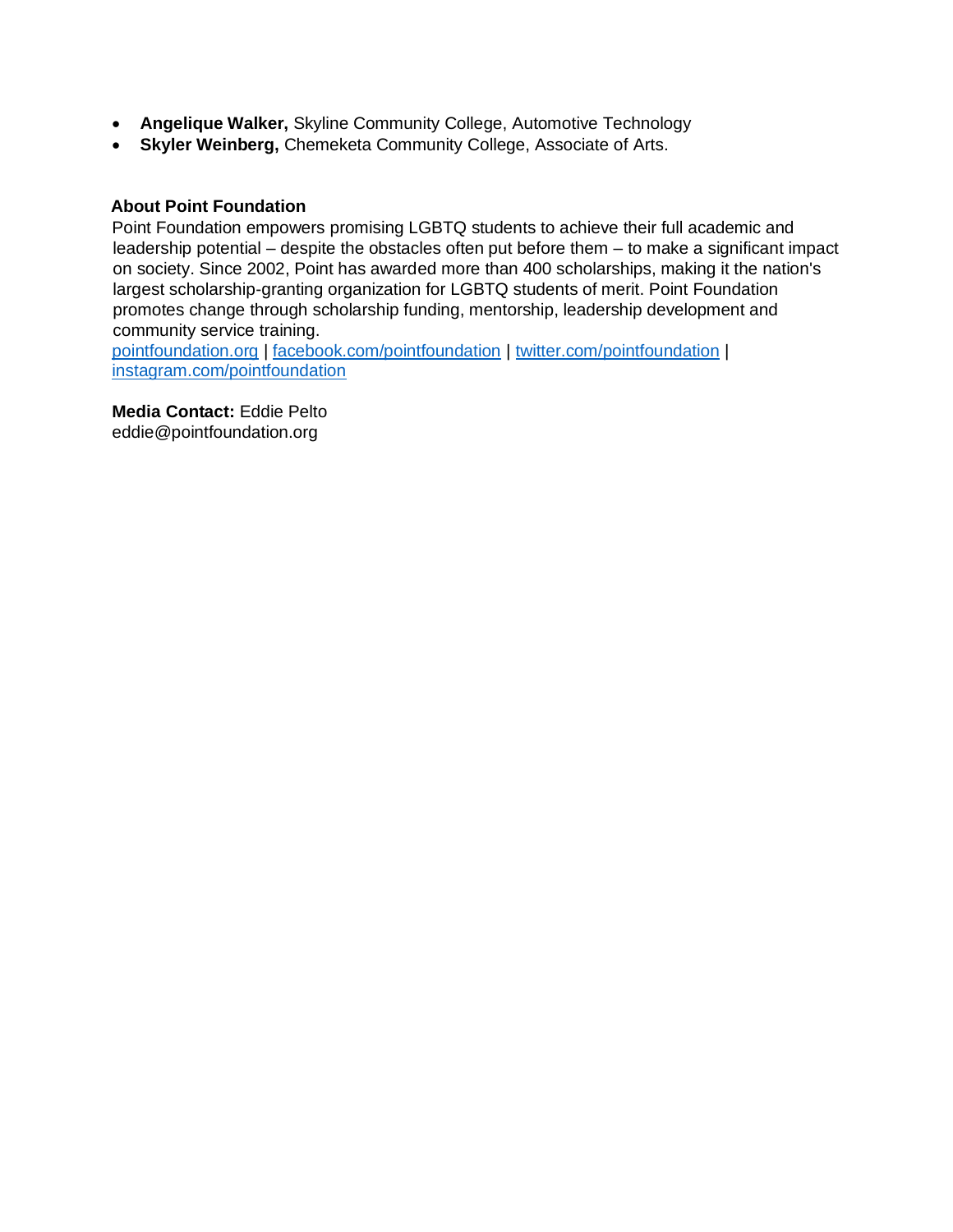- **Angelique Walker,** Skyline Community College, Automotive Technology
- **Skyler Weinberg,** Chemeketa Community College, Associate of Arts.

**About Point Foundation**

Point Foundation empowers promising LGBTQ students to achieve their full academic and leadership potential – despite the obstacles often put before them – to make a significant impact on society. Since 2002, Point has awarded more than 400 scholarships, making it the nation's largest scholarship-granting organization for LGBTQ students of merit. Point Foundation promotes change through scholarship funding, mentorship, leadership development and community service training.

pointfoundation.org | facebook.com/pointfoundation | twitter.com/pointfoundation | instagram.com/pointfoundation

**Media Contact:** Eddie Pelto
eddie@pointfoundation.org